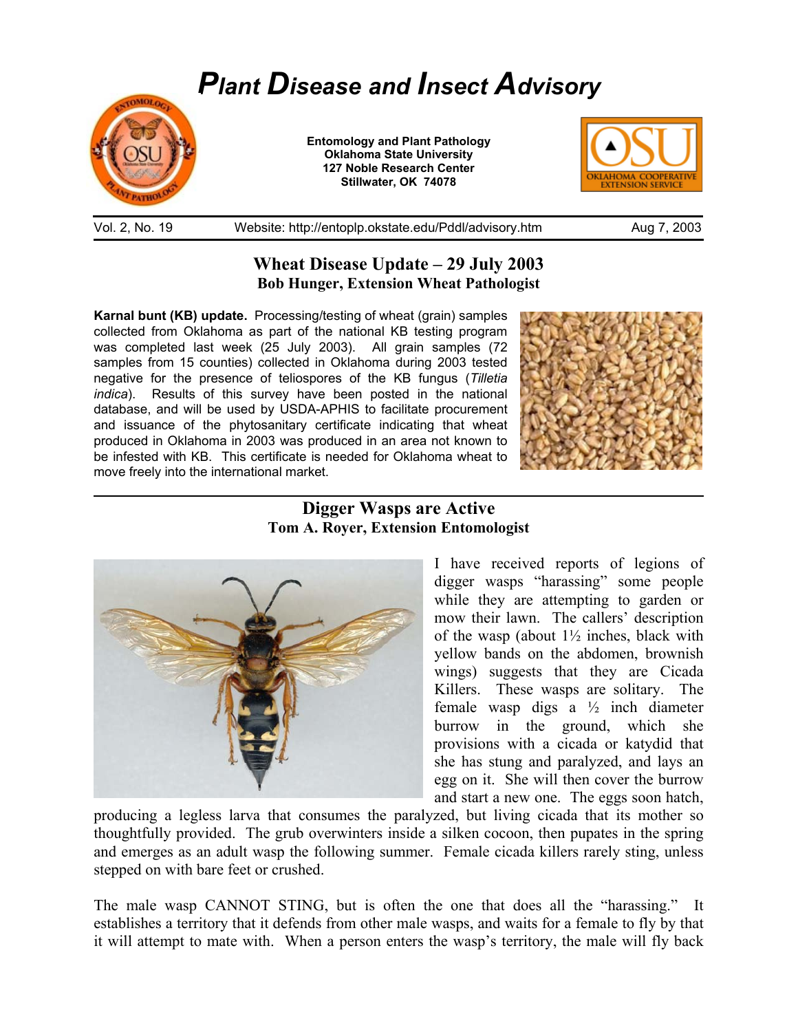# Plant Disease and Insect Advisory

**Entomology and Plant Pathology**
**Oklahoma State University**
**127 Noble Research Center**
**Stillwater, OK 74078**

Vol. 2, No. 19 | Website: http://entoplp.okstate.edu/Pddl/advisory.htm | Aug 7, 2003

## Wheat Disease Update – 29 July 2003

**Bob Hunger, Extension Wheat Pathologist**

**Karnal bunt (KB) update.** Processing/testing of wheat (grain) samples collected from Oklahoma as part of the national KB testing program was completed last week (25 July 2003). All grain samples (72 samples from 15 counties) collected in Oklahoma during 2003 tested negative for the presence of teliospores of the KB fungus (*Tilletia indica*). Results of this survey have been posted in the national database, and will be used by USDA-APHIS to facilitate procurement and issuance of the phytosanitary certificate indicating that wheat produced in Oklahoma in 2003 was produced in an area not known to be infested with KB. This certificate is needed for Oklahoma wheat to move freely into the international market.

## Digger Wasps are Active

**Tom A. Royer, Extension Entomologist**

I have received reports of legions of digger wasps "harassing" some people while they are attempting to garden or mow their lawn. The callers' description of the wasp (about 1½ inches, black with yellow bands on the abdomen, brownish wings) suggests that they are Cicada Killers. These wasps are solitary. The female wasp digs a ½ inch diameter burrow in the ground, which she provisions with a cicada or katydid that she has stung and paralyzed, and lays an egg on it. She will then cover the burrow and start a new one. The eggs soon hatch, producing a legless larva that consumes the paralyzed, but living cicada that its mother so thoughtfully provided. The grub overwinters inside a silken cocoon, then pupates in the spring and emerges as an adult wasp the following summer. Female cicada killers rarely sting, unless stepped on with bare feet or crushed.

The male wasp CANNOT STING, but is often the one that does all the "harassing." It establishes a territory that it defends from other male wasps, and waits for a female to fly by that it will attempt to mate with. When a person enters the wasp's territory, the male will fly back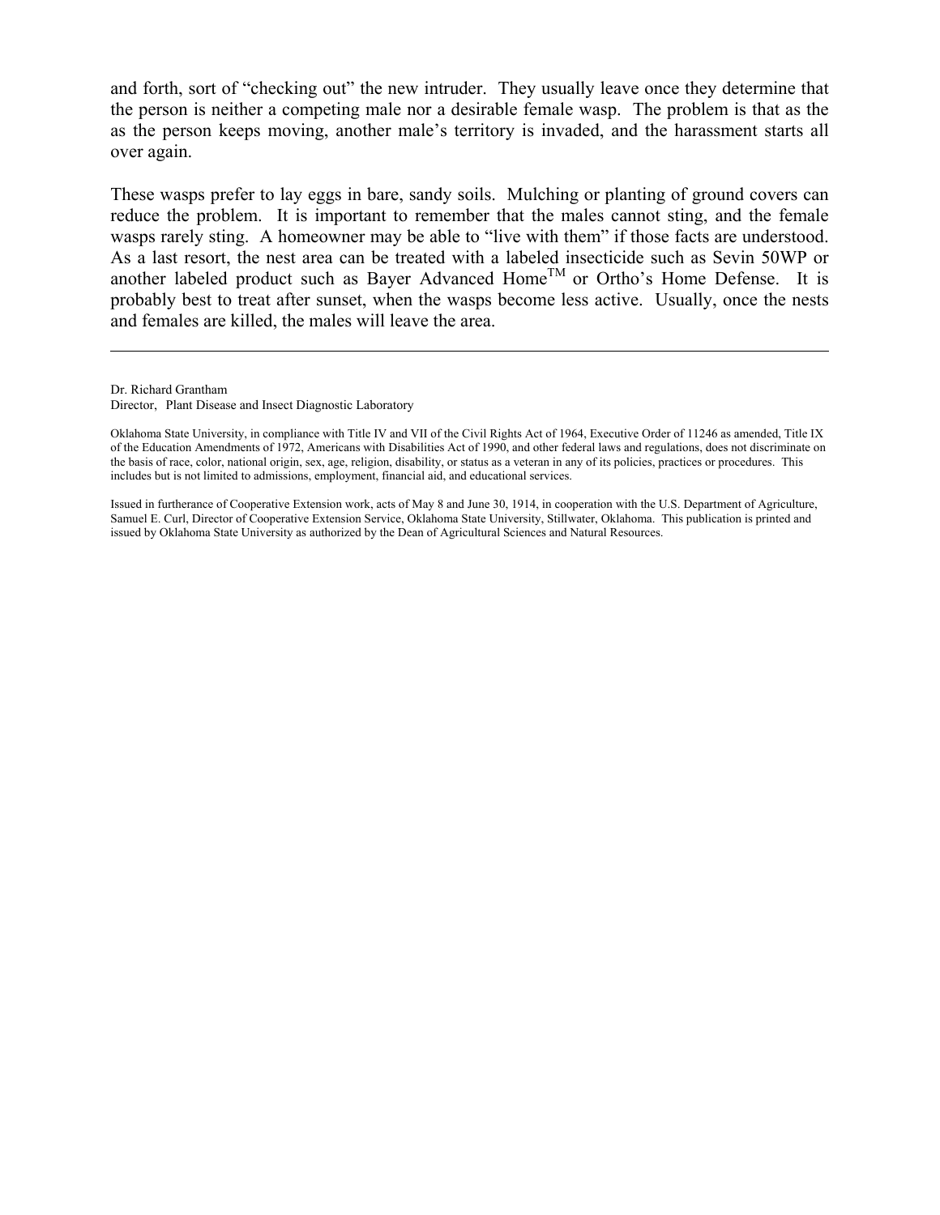and forth, sort of "checking out" the new intruder. They usually leave once they determine that the person is neither a competing male nor a desirable female wasp. The problem is that as the as the person keeps moving, another male's territory is invaded, and the harassment starts all over again.

These wasps prefer to lay eggs in bare, sandy soils. Mulching or planting of ground covers can reduce the problem. It is important to remember that the males cannot sting, and the female wasps rarely sting. A homeowner may be able to "live with them" if those facts are understood. As a last resort, the nest area can be treated with a labeled insecticide such as Sevin 50WP or another labeled product such as Bayer Advanced Home™ or Ortho's Home Defense. It is probably best to treat after sunset, when the wasps become less active. Usually, once the nests and females are killed, the males will leave the area.

---

Dr. Richard Grantham
Director, Plant Disease and Insect Diagnostic Laboratory

Oklahoma State University, in compliance with Title IV and VII of the Civil Rights Act of 1964, Executive Order of 11246 as amended, Title IX of the Education Amendments of 1972, Americans with Disabilities Act of 1990, and other federal laws and regulations, does not discriminate on the basis of race, color, national origin, sex, age, religion, disability, or status as a veteran in any of its policies, practices or procedures. This includes but is not limited to admissions, employment, financial aid, and educational services.

Issued in furtherance of Cooperative Extension work, acts of May 8 and June 30, 1914, in cooperation with the U.S. Department of Agriculture, Samuel E. Curl, Director of Cooperative Extension Service, Oklahoma State University, Stillwater, Oklahoma. This publication is printed and issued by Oklahoma State University as authorized by the Dean of Agricultural Sciences and Natural Resources.